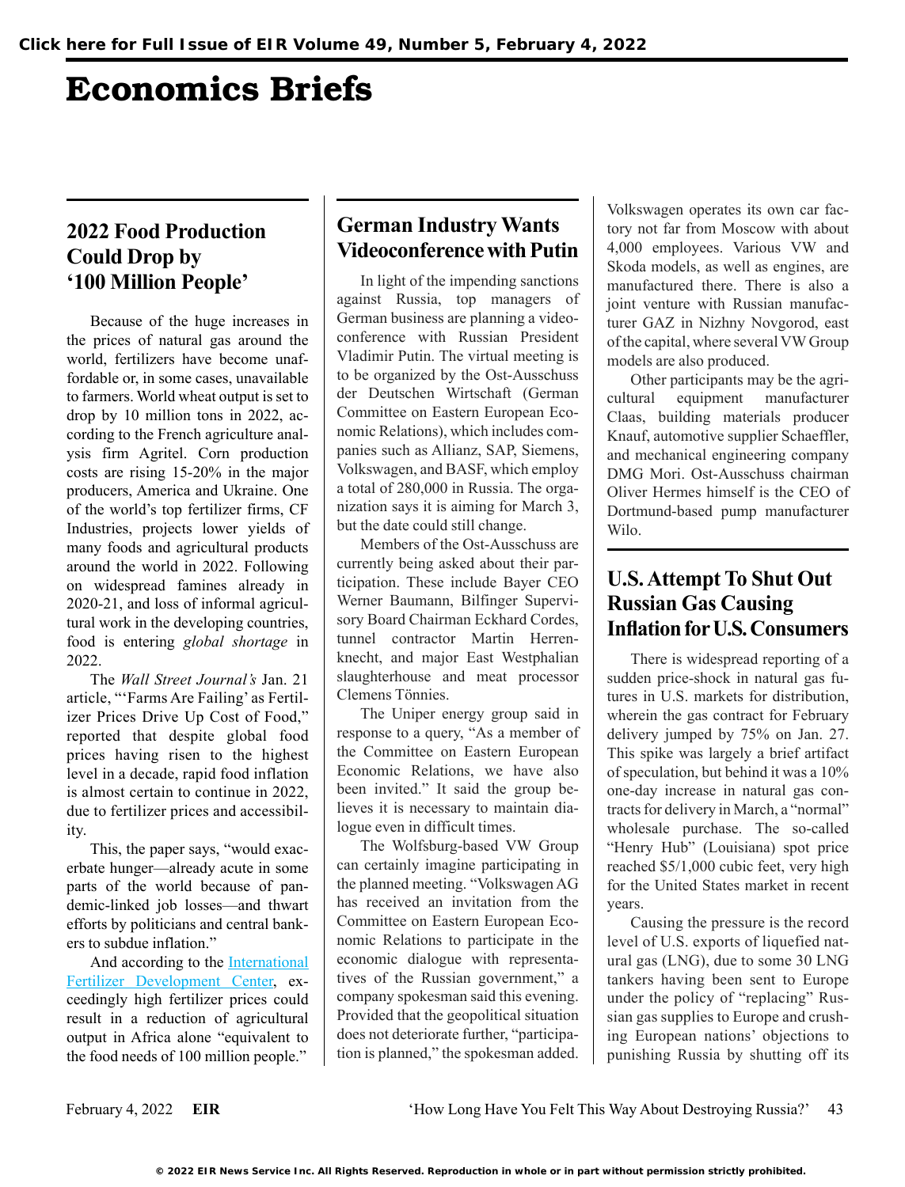# Economics Briefs

## 2022 Food Production Could Drop by '100 Million People'

Because of the huge increases in the prices of natural gas around the world, fertilizers have become unaffordable or, in some cases, unavailable to farmers. World wheat output is set to drop by 10 million tons in 2022, according to the French agriculture analysis firm Agritel. Corn production costs are rising 15-20% in the major producers, America and Ukraine. One of the world's top fertilizer firms, CF Industries, projects lower yields of many foods and agricultural products around the world in 2022. Following on widespread famines already in 2020-21, and loss of informal agricultural work in the developing countries, food is entering *global shortage* in 2022.

The *Wall Street Journal's* Jan. 21 article, "'Farms Are Failing' as Fertilizer Prices Drive Up Cost of Food," reported that despite global food prices having risen to the highest level in a decade, rapid food inflation is almost certain to continue in 2022, due to fertilizer prices and accessibility.

This, the paper says, "would exacerbate hunger—already acute in some parts of the world because of pandemic-linked job losses—and thwart efforts by politicians and central bankers to subdue inflation."

And according to the International Fertilizer Development Center, exceedingly high fertilizer prices could result in a reduction of agricultural output in Africa alone "equivalent to the food needs of 100 million people."

## German Industry Wants Videoconference with Putin

In light of the impending sanctions against Russia, top managers of German business are planning a videoconference with Russian President Vladimir Putin. The virtual meeting is to be organized by the Ost-Ausschuss der Deutschen Wirtschaft (German Committee on Eastern European Economic Relations), which includes companies such as Allianz, SAP, Siemens, Volkswagen, and BASF, which employ a total of 280,000 in Russia. The organization says it is aiming for March 3, but the date could still change.

Members of the Ost-Ausschuss are currently being asked about their participation. These include Bayer CEO Werner Baumann, Bilfinger Supervisory Board Chairman Eckhard Cordes, tunnel contractor Martin Herrenknecht, and major East Westphalian slaughterhouse and meat processor Clemens Tönnies.

The Uniper energy group said in response to a query, "As a member of the Committee on Eastern European Economic Relations, we have also been invited." It said the group believes it is necessary to maintain dialogue even in difficult times.

The Wolfsburg-based VW Group can certainly imagine participating in the planned meeting. "Volkswagen AG has received an invitation from the Committee on Eastern European Economic Relations to participate in the economic dialogue with representatives of the Russian government," a company spokesman said this evening. Provided that the geopolitical situation does not deteriorate further, "participation is planned," the spokesman added. Volkswagen operates its own car factory not far from Moscow with about 4,000 employees. Various VW and Skoda models, as well as engines, are manufactured there. There is also a joint venture with Russian manufacturer GAZ in Nizhny Novgorod, east of the capital, where several VW Group models are also produced.

Other participants may be the agricultural equipment manufacturer Claas, building materials producer Knauf, automotive supplier Schaeffler, and mechanical engineering company DMG Mori. Ost-Ausschuss chairman Oliver Hermes himself is the CEO of Dortmund-based pump manufacturer Wilo.

## U.S. Attempt To Shut Out Russian Gas Causing Inflation for U.S. Consumers

There is widespread reporting of a sudden price-shock in natural gas futures in U.S. markets for distribution, wherein the gas contract for February delivery jumped by 75% on Jan. 27. This spike was largely a brief artifact of speculation, but behind it was a 10% one-day increase in natural gas contracts for delivery in March, a "normal" wholesale purchase. The so-called "Henry Hub" (Louisiana) spot price reached \$5/1,000 cubic feet, very high for the United States market in recent years.

Causing the pressure is the record level of U.S. exports of liquefied natural gas (LNG), due to some 30 LNG tankers having been sent to Europe under the policy of "replacing" Russian gas supplies to Europe and crushing European nations' objections to punishing Russia by shutting off its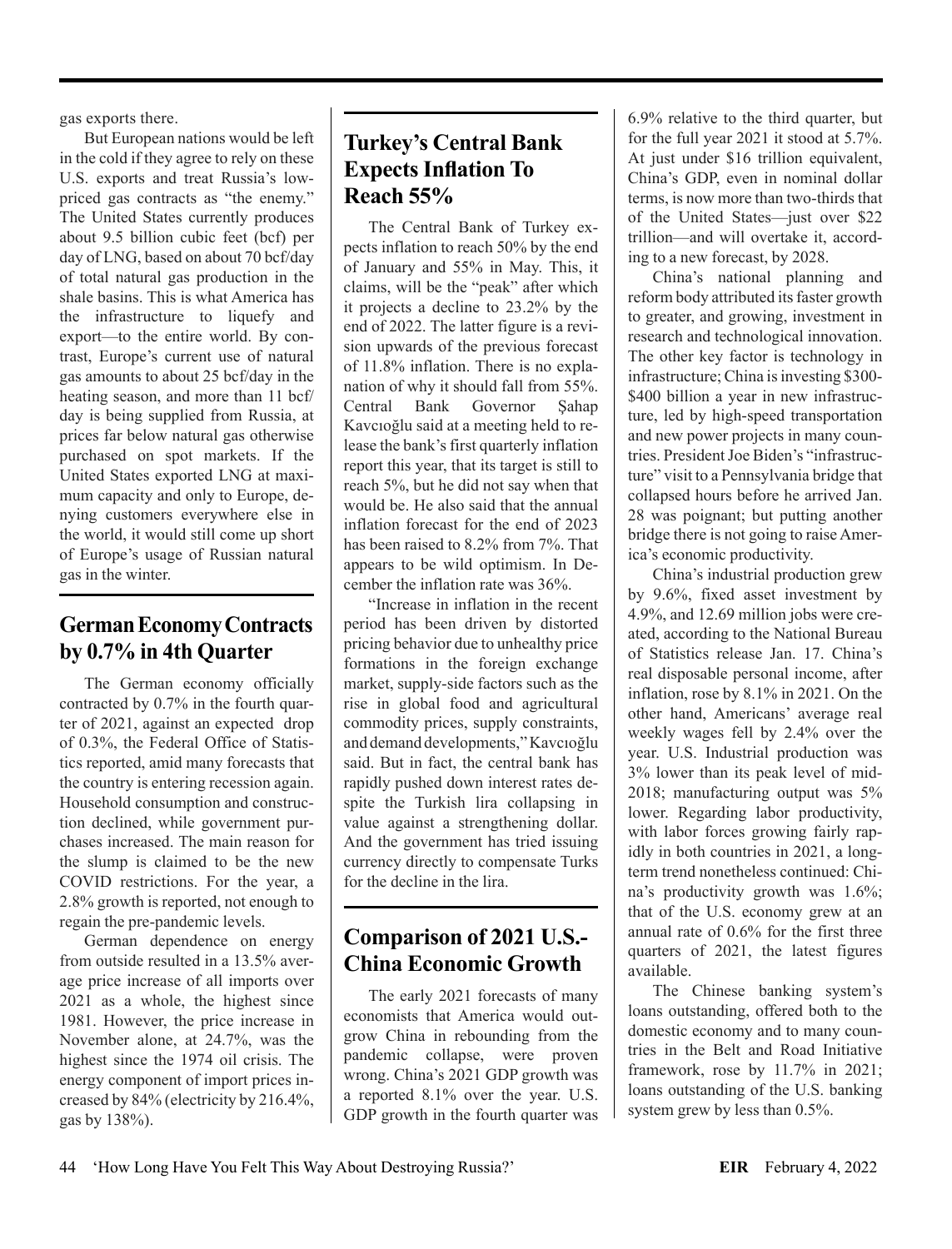gas exports there.

But European nations would be left in the cold if they agree to rely on these U.S. exports and treat Russia's low-priced gas contracts as "the enemy." The United States currently produces about 9.5 billion cubic feet (bcf) per day of LNG, based on about 70 bcf/day of total natural gas production in the shale basins. This is what America has the infrastructure to liquefy and export—to the entire world. By contrast, Europe's current use of natural gas amounts to about 25 bcf/day in the heating season, and more than 11 bcf/day is being supplied from Russia, at prices far below natural gas otherwise purchased on spot markets. If the United States exported LNG at maximum capacity and only to Europe, denying customers everywhere else in the world, it would still come up short of Europe's usage of Russian natural gas in the winter.

## German Economy Contracts by 0.7% in 4th Quarter

The German economy officially contracted by 0.7% in the fourth quarter of 2021, against an expected drop of 0.3%, the Federal Office of Statistics reported, amid many forecasts that the country is entering recession again. Household consumption and construction declined, while government purchases increased. The main reason for the slump is claimed to be the new COVID restrictions. For the year, a 2.8% growth is reported, not enough to regain the pre-pandemic levels.

German dependence on energy from outside resulted in a 13.5% average price increase of all imports over 2021 as a whole, the highest since 1981. However, the price increase in November alone, at 24.7%, was the highest since the 1974 oil crisis. The energy component of import prices increased by 84% (electricity by 216.4%, gas by 138%).

## Turkey's Central Bank Expects Inflation To Reach 55%

The Central Bank of Turkey expects inflation to reach 50% by the end of January and 55% in May. This, it claims, will be the "peak" after which it projects a decline to 23.2% by the end of 2022. The latter figure is a revision upwards of the previous forecast of 11.8% inflation. There is no explanation of why it should fall from 55%. Central Bank Governor Şahap Kavcıoğlu said at a meeting held to release the bank's first quarterly inflation report this year, that its target is still to reach 5%, but he did not say when that would be. He also said that the annual inflation forecast for the end of 2023 has been raised to 8.2% from 7%. That appears to be wild optimism. In December the inflation rate was 36%.

"Increase in inflation in the recent period has been driven by distorted pricing behavior due to unhealthy price formations in the foreign exchange market, supply-side factors such as the rise in global food and agricultural commodity prices, supply constraints, and demand developments," Kavcıoğlu said. But in fact, the central bank has rapidly pushed down interest rates despite the Turkish lira collapsing in value against a strengthening dollar. And the government has tried issuing currency directly to compensate Turks for the decline in the lira.

## Comparison of 2021 U.S.-China Economic Growth

The early 2021 forecasts of many economists that America would outgrow China in rebounding from the pandemic collapse, were proven wrong. China's 2021 GDP growth was a reported 8.1% over the year. U.S. GDP growth in the fourth quarter was 6.9% relative to the third quarter, but for the full year 2021 it stood at 5.7%. At just under $16 trillion equivalent, China's GDP, even in nominal dollar terms, is now more than two-thirds that of the United States—just over $22 trillion—and will overtake it, according to a new forecast, by 2028.

China's national planning and reform body attributed its faster growth to greater, and growing, investment in research and technological innovation. The other key factor is technology in infrastructure; China is investing $300-$400 billion a year in new infrastructure, led by high-speed transportation and new power projects in many countries. President Joe Biden's "infrastructure" visit to a Pennsylvania bridge that collapsed hours before he arrived Jan. 28 was poignant; but putting another bridge there is not going to raise America's economic productivity.

China's industrial production grew by 9.6%, fixed asset investment by 4.9%, and 12.69 million jobs were created, according to the National Bureau of Statistics release Jan. 17. China's real disposable personal income, after inflation, rose by 8.1% in 2021. On the other hand, Americans' average real weekly wages fell by 2.4% over the year. U.S. Industrial production was 3% lower than its peak level of mid-2018; manufacturing output was 5% lower. Regarding labor productivity, with labor forces growing fairly rapidly in both countries in 2021, a long-term trend nonetheless continued: China's productivity growth was 1.6%; that of the U.S. economy grew at an annual rate of 0.6% for the first three quarters of 2021, the latest figures available.

The Chinese banking system's loans outstanding, offered both to the domestic economy and to many countries in the Belt and Road Initiative framework, rose by 11.7% in 2021; loans outstanding of the U.S. banking system grew by less than 0.5%.